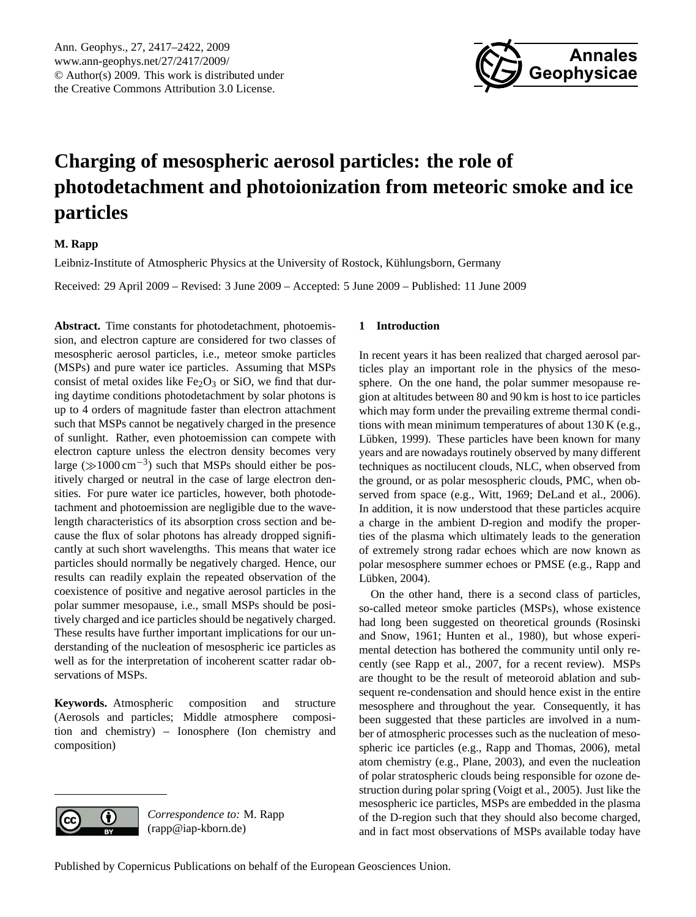# Charging of mesospheric aerosol particles: the role of photodetachment and photoionization from meteoric smoke and ice particles

**M. Rapp**

Leibniz-Institute of Atmospheric Physics at the University of Rostock, Kühlungsborn, Germany

Received: 29 April 2009 – Revised: 3 June 2009 – Accepted: 5 June 2009 – Published: 11 June 2009

**Abstract.** Time constants for photodetachment, photoemission, and electron capture are considered for two classes of mesospheric aerosol particles, i.e., meteor smoke particles (MSPs) and pure water ice particles. Assuming that MSPs consist of metal oxides like $Fe_2O_3$ or SiO, we find that during daytime conditions photodetachment by solar photons is up to 4 orders of magnitude faster than electron attachment such that MSPs cannot be negatively charged in the presence of sunlight. Rather, even photoemission can compete with electron capture unless the electron density becomes very large ($\gg$1000 $cm^{-3}$) such that MSPs should either be positively charged or neutral in the case of large electron densities. For pure water ice particles, however, both photodetachment and photoemission are negligible due to the wavelength characteristics of its absorption cross section and because the flux of solar photons has already dropped significantly at such short wavelengths. This means that water ice particles should normally be negatively charged. Hence, our results can readily explain the repeated observation of the coexistence of positive and negative aerosol particles in the polar summer mesopause, i.e., small MSPs should be positively charged and ice particles should be negatively charged. These results have further important implications for our understanding of the nucleation of mesospheric ice particles as well as for the interpretation of incoherent scatter radar observations of MSPs.

**Keywords.** Atmospheric composition and structure (Aerosols and particles; Middle atmosphere composition and chemistry) – Ionosphere (Ion chemistry and composition)

*Correspondence to:* M. Rapp (rapp@iap-kborn.de)

## 1 Introduction

In recent years it has been realized that charged aerosol particles play an important role in the physics of the mesosphere. On the one hand, the polar summer mesopause region at altitudes between 80 and 90 km is host to ice particles which may form under the prevailing extreme thermal conditions with mean minimum temperatures of about 130 K (e.g., Lübken, 1999). These particles have been known for many years and are nowadays routinely observed by many different techniques as noctilucent clouds, NLC, when observed from the ground, or as polar mesospheric clouds, PMC, when observed from space (e.g., Witt, 1969; DeLand et al., 2006). In addition, it is now understood that these particles acquire a charge in the ambient D-region and modify the properties of the plasma which ultimately leads to the generation of extremely strong radar echoes which are now known as polar mesosphere summer echoes or PMSE (e.g., Rapp and Lübken, 2004).

On the other hand, there is a second class of particles, so-called meteor smoke particles (MSPs), whose existence had long been suggested on theoretical grounds (Rosinski and Snow, 1961; Hunten et al., 1980), but whose experimental detection has bothered the community until only recently (see Rapp et al., 2007, for a recent review). MSPs are thought to be the result of meteoroid ablation and subsequent re-condensation and should hence exist in the entire mesosphere and throughout the year. Consequently, it has been suggested that these particles are involved in a number of atmospheric processes such as the nucleation of mesospheric ice particles (e.g., Rapp and Thomas, 2006), metal atom chemistry (e.g., Plane, 2003), and even the nucleation of polar stratospheric clouds being responsible for ozone destruction during polar spring (Voigt et al., 2005). Just like the mesospheric ice particles, MSPs are embedded in the plasma of the D-region such that they should also become charged, and in fact most observations of MSPs available today have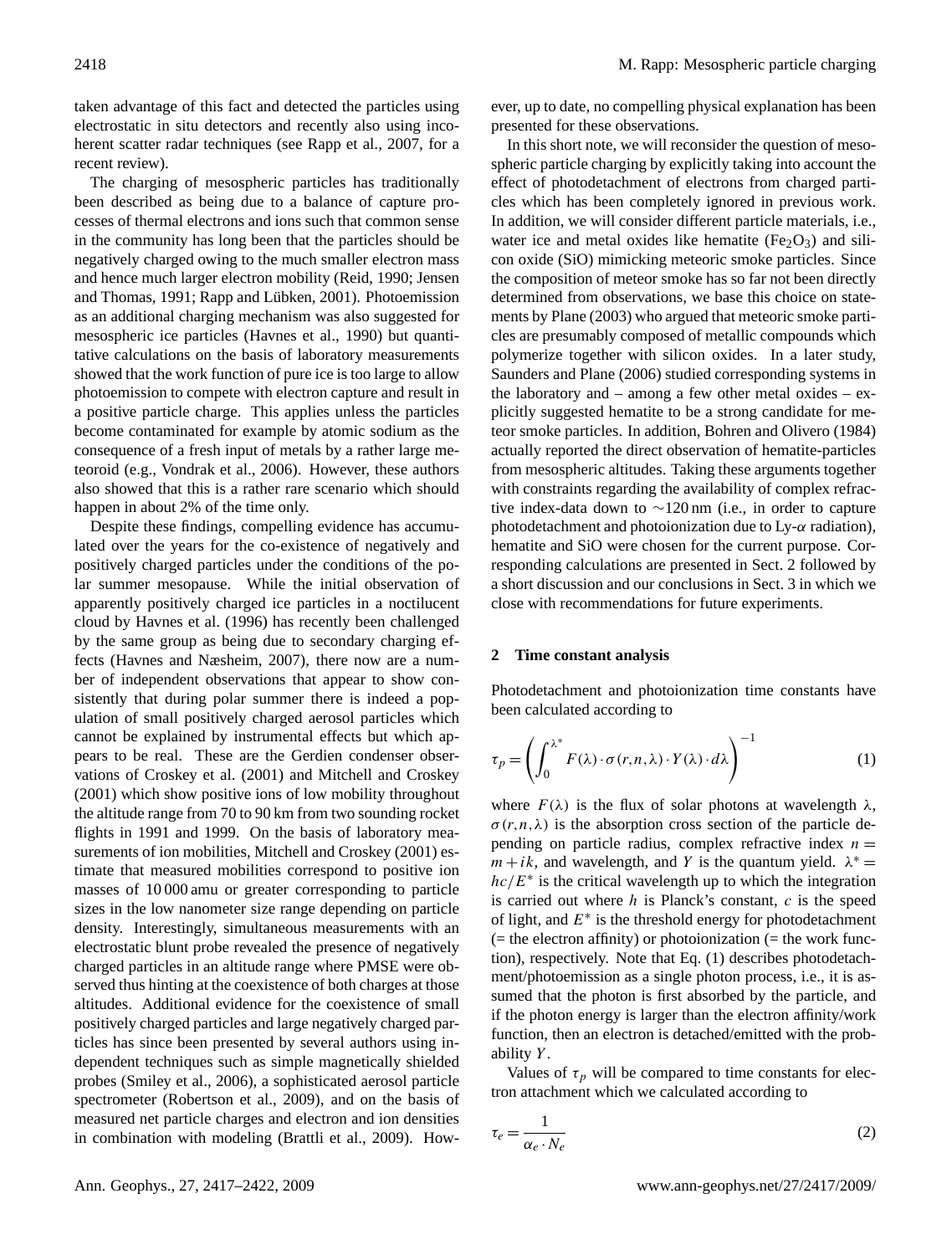taken advantage of this fact and detected the particles using electrostatic in situ detectors and recently also using incoherent scatter radar techniques (see Rapp et al., 2007, for a recent review).

The charging of mesospheric particles has traditionally been described as being due to a balance of capture processes of thermal electrons and ions such that common sense in the community has long been that the particles should be negatively charged owing to the much smaller electron mass and hence much larger electron mobility (Reid, 1990; Jensen and Thomas, 1991; Rapp and Lübken, 2001). Photoemission as an additional charging mechanism was also suggested for mesospheric ice particles (Havnes et al., 1990) but quantitative calculations on the basis of laboratory measurements showed that the work function of pure ice is too large to allow photoemission to compete with electron capture and result in a positive particle charge. This applies unless the particles become contaminated for example by atomic sodium as the consequence of a fresh input of metals by a rather large meteoroid (e.g., Vondrak et al., 2006). However, these authors also showed that this is a rather rare scenario which should happen in about 2% of the time only.

Despite these findings, compelling evidence has accumulated over the years for the co-existence of negatively and positively charged particles under the conditions of the polar summer mesopause. While the initial observation of apparently positively charged ice particles in a noctilucent cloud by Havnes et al. (1996) has recently been challenged by the same group as being due to secondary charging effects (Havnes and Næsheim, 2007), there now are a number of independent observations that appear to show consistently that during polar summer there is indeed a population of small positively charged aerosol particles which cannot be explained by instrumental effects but which appears to be real. These are the Gerdien condenser observations of Croskey et al. (2001) and Mitchell and Croskey (2001) which show positive ions of low mobility throughout the altitude range from 70 to 90 km from two sounding rocket flights in 1991 and 1999. On the basis of laboratory measurements of ion mobilities, Mitchell and Croskey (2001) estimate that measured mobilities correspond to positive ion masses of 10 000 amu or greater corresponding to particle sizes in the low nanometer size range depending on particle density. Interestingly, simultaneous measurements with an electrostatic blunt probe revealed the presence of negatively charged particles in an altitude range where PMSE were observed thus hinting at the coexistence of both charges at those altitudes. Additional evidence for the coexistence of small positively charged particles and large negatively charged particles has since been presented by several authors using independent techniques such as simple magnetically shielded probes (Smiley et al., 2006), a sophisticated aerosol particle spectrometer (Robertson et al., 2009), and on the basis of measured net particle charges and electron and ion densities in combination with modeling (Brattli et al., 2009). However, up to date, no compelling physical explanation has been presented for these observations.

In this short note, we will reconsider the question of mesospheric particle charging by explicitly taking into account the effect of photodetachment of electrons from charged particles which has been completely ignored in previous work. In addition, we will consider different particle materials, i.e., water ice and metal oxides like hematite ($Fe_2O_3$) and silicon oxide (SiO) mimicking meteoric smoke particles. Since the composition of meteor smoke has so far not been directly determined from observations, we base this choice on statements by Plane (2003) who argued that meteoric smoke particles are presumably composed of metallic compounds which polymerize together with silicon oxides. In a later study, Saunders and Plane (2006) studied corresponding systems in the laboratory and – among a few other metal oxides – explicitly suggested hematite to be a strong candidate for meteor smoke particles. In addition, Bohren and Olivero (1984) actually reported the direct observation of hematite-particles from mesospheric altitudes. Taking these arguments together with constraints regarding the availability of complex refractive index-data down to $\sim$120 nm (i.e., in order to capture photodetachment and photoionization due to Ly-$\alpha$ radiation), hematite and SiO were chosen for the current purpose. Corresponding calculations are presented in Sect. 2 followed by a short discussion and our conclusions in Sect. 3 in which we close with recommendations for future experiments.

## 2 Time constant analysis

Photodetachment and photoionization time constants have been calculated according to

$$\tau_p = \left( \int_0^{\lambda^*} F(\lambda) \cdot \sigma(r,n,\lambda) \cdot Y(\lambda) \cdot d\lambda \right)^{-1} \tag{1}$$

where $F(\lambda)$ is the flux of solar photons at wavelength $\lambda$, $\sigma(r,n,\lambda)$ is the absorption cross section of the particle depending on particle radius, complex refractive index $n = m + ik$, and wavelength, and $Y$ is the quantum yield. $\lambda^* = hc/E^*$ is the critical wavelength up to which the integration is carried out where $h$ is Planck's constant, $c$ is the speed of light, and $E^*$ is the threshold energy for photodetachment (= the electron affinity) or photoionization (= the work function), respectively. Note that Eq. (1) describes photodetachment/photoemission as a single photon process, i.e., it is assumed that the photon is first absorbed by the particle, and if the photon energy is larger than the electron affinity/work function, then an electron is detached/emitted with the probability $Y$.

Values of $\tau_p$ will be compared to time constants for electron attachment which we calculated according to

$$\tau_e = \frac{1}{\alpha_e \cdot N_e} \tag{2}$$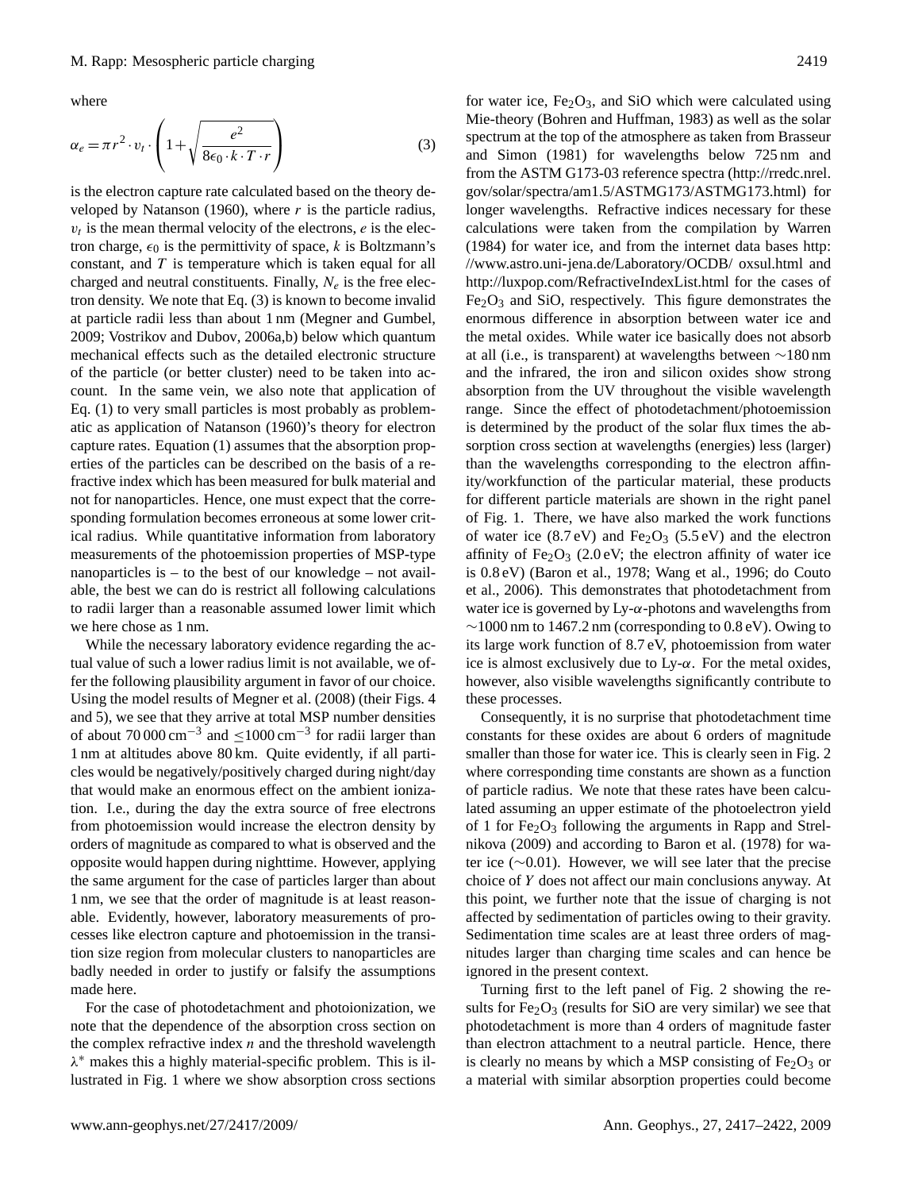where

$$\alpha_e = \pi r^2 \cdot v_t \cdot \left(1 + \sqrt{\frac{e^2}{8\epsilon_0 \cdot k \cdot T \cdot r}}\right) \tag{3}$$

is the electron capture rate calculated based on the theory developed by Natanson (1960), where $r$ is the particle radius, $v_t$ is the mean thermal velocity of the electrons, $e$ is the electron charge, $\epsilon_0$ is the permittivity of space, $k$ is Boltzmann's constant, and $T$ is temperature which is taken equal for all charged and neutral constituents. Finally, $N_e$ is the free electron density. We note that Eq. (3) is known to become invalid at particle radii less than about 1 nm (Megner and Gumbel, 2009; Vostrikov and Dubov, 2006a,b) below which quantum mechanical effects such as the detailed electronic structure of the particle (or better cluster) need to be taken into account. In the same vein, we also note that application of Eq. (1) to very small particles is most probably as problematic as application of Natanson (1960)'s theory for electron capture rates. Equation (1) assumes that the absorption properties of the particles can be described on the basis of a refractive index which has been measured for bulk material and not for nanoparticles. Hence, one must expect that the corresponding formulation becomes erroneous at some lower critical radius. While quantitative information from laboratory measurements of the photoemission properties of MSP-type nanoparticles is – to the best of our knowledge – not available, the best we can do is restrict all following calculations to radii larger than a reasonable assumed lower limit which we here chose as 1 nm.

While the necessary laboratory evidence regarding the actual value of such a lower radius limit is not available, we offer the following plausibility argument in favor of our choice. Using the model results of Megner et al. (2008) (their Figs. 4 and 5), we see that they arrive at total MSP number densities of about 70 000 $\text{cm}^{-3}$ and $\leq$1000 $\text{cm}^{-3}$ for radii larger than 1 nm at altitudes above 80 km. Quite evidently, if all particles would be negatively/positively charged during night/day that would make an enormous effect on the ambient ionization. I.e., during the day the extra source of free electrons from photoemission would increase the electron density by orders of magnitude as compared to what is observed and the opposite would happen during nighttime. However, applying the same argument for the case of particles larger than about 1 nm, we see that the order of magnitude is at least reasonable. Evidently, however, laboratory measurements of processes like electron capture and photoemission in the transition size region from molecular clusters to nanoparticles are badly needed in order to justify or falsify the assumptions made here.

For the case of photodetachment and photoionization, we note that the dependence of the absorption cross section on the complex refractive index $n$ and the threshold wavelength $\lambda^*$ makes this a highly material-specific problem. This is illustrated in Fig. 1 where we show absorption cross sections for water ice, $Fe_2O_3$, and SiO which were calculated using Mie-theory (Bohren and Huffman, 1983) as well as the solar spectrum at the top of the atmosphere as taken from Brasseur and Simon (1981) for wavelengths below 725 nm and from the ASTM G173-03 reference spectra (http://rredc.nrel.gov/solar/spectra/am1.5/ASTMG173/ASTMG173.html) for longer wavelengths. Refractive indices necessary for these calculations were taken from the compilation by Warren (1984) for water ice, and from the internet data bases http://www.astro.uni-jena.de/Laboratory/OCDB/ oxsul.html and http://luxpop.com/RefractiveIndexList.html for the cases of $Fe_2O_3$ and SiO, respectively. This figure demonstrates the enormous difference in absorption between water ice and the metal oxides. While water ice basically does not absorb at all (i.e., is transparent) at wavelengths between ∼180 nm and the infrared, the iron and silicon oxides show strong absorption from the UV throughout the visible wavelength range. Since the effect of photodetachment/photoemission is determined by the product of the solar flux times the absorption cross section at wavelengths (energies) less (larger) than the wavelengths corresponding to the electron affinity/workfunction of the particular material, these products for different particle materials are shown in the right panel of Fig. 1. There, we have also marked the work functions of water ice (8.7 eV) and $Fe_2O_3$ (5.5 eV) and the electron affinity of $Fe_2O_3$ (2.0 eV; the electron affinity of water ice is 0.8 eV) (Baron et al., 1978; Wang et al., 1996; do Couto et al., 2006). This demonstrates that photodetachment from water ice is governed by Ly-$\alpha$-photons and wavelengths from ∼1000 nm to 1467.2 nm (corresponding to 0.8 eV). Owing to its large work function of 8.7 eV, photoemission from water ice is almost exclusively due to Ly-$\alpha$. For the metal oxides, however, also visible wavelengths significantly contribute to these processes.

Consequently, it is no surprise that photodetachment time constants for these oxides are about 6 orders of magnitude smaller than those for water ice. This is clearly seen in Fig. 2 where corresponding time constants are shown as a function of particle radius. We note that these rates have been calculated assuming an upper estimate of the photoelectron yield of 1 for $Fe_2O_3$ following the arguments in Rapp and Strelnikova (2009) and according to Baron et al. (1978) for water ice (∼0.01). However, we will see later that the precise choice of $Y$ does not affect our main conclusions anyway. At this point, we further note that the issue of charging is not affected by sedimentation of particles owing to their gravity. Sedimentation time scales are at least three orders of magnitudes larger than charging time scales and can hence be ignored in the present context.

Turning first to the left panel of Fig. 2 showing the results for $Fe_2O_3$ (results for SiO are very similar) we see that photodetachment is more than 4 orders of magnitude faster than electron attachment to a neutral particle. Hence, there is clearly no means by which a MSP consisting of $Fe_2O_3$ or a material with similar absorption properties could become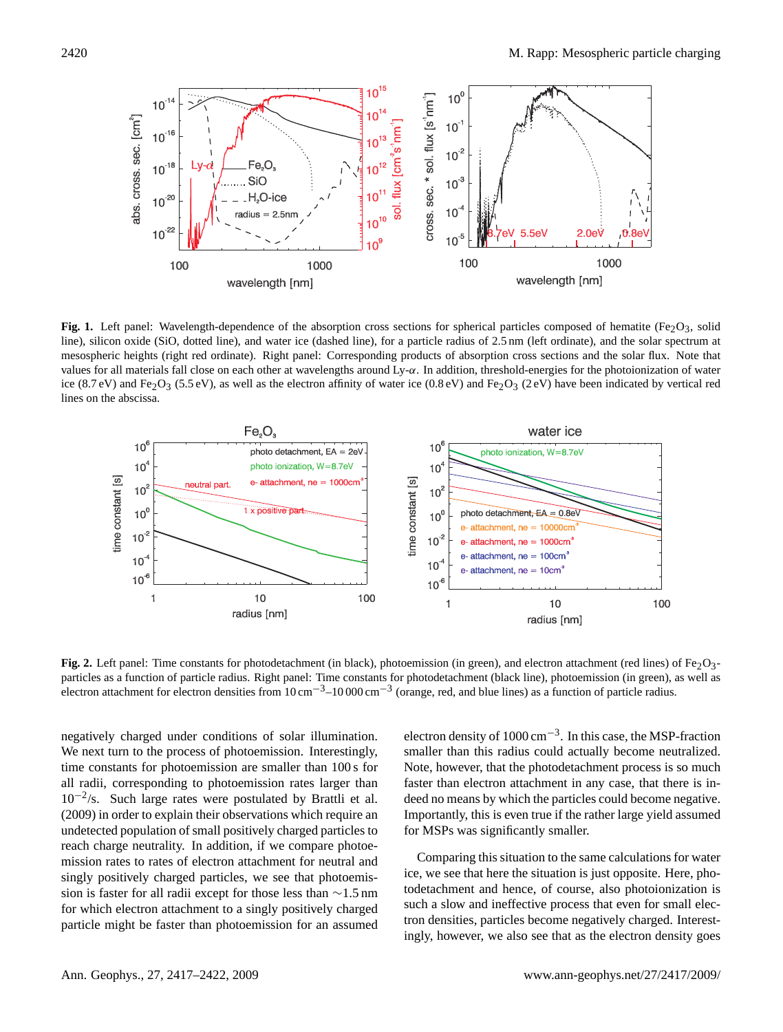**Fig. 1.** Left panel: Wavelength-dependence of the absorption cross sections for spherical particles composed of hematite ($Fe_2O_3$, solid line), silicon oxide (SiO, dotted line), and water ice (dashed line), for a particle radius of 2.5 nm (left ordinate), and the solar spectrum at mesospheric heights (right red ordinate). Right panel: Corresponding products of absorption cross sections and the solar flux. Note that values for all materials fall close on each other at wavelengths around Ly-$\alpha$. In addition, threshold-energies for the photoionization of water ice (8.7 eV) and $Fe_2O_3$ (5.5 eV), as well as the electron affinity of water ice (0.8 eV) and $Fe_2O_3$ (2 eV) have been indicated by vertical red lines on the abscissa.

**Fig. 2.** Left panel: Time constants for photodetachment (in black), photoemission (in green), and electron attachment (red lines) of $Fe_2O_3$-particles as a function of particle radius. Right panel: Time constants for photodetachment (black line), photoemission (in green), as well as electron attachment for electron densities from 10 $cm^{-3}$–10 000 $cm^{-3}$ (orange, red, and blue lines) as a function of particle radius.

negatively charged under conditions of solar illumination. We next turn to the process of photoemission. Interestingly, time constants for photoemission are smaller than 100 s for all radii, corresponding to photoemission rates larger than $10^{-2}$/s. Such large rates were postulated by Brattli et al. (2009) in order to explain their observations which require an undetected population of small positively charged particles to reach charge neutrality. In addition, if we compare photoemission rates to rates of electron attachment for neutral and singly positively charged particles, we see that photoemission is faster for all radii except for those less than ~1.5 nm for which electron attachment to a singly positively charged particle might be faster than photoemission for an assumed electron density of 1000 $cm^{-3}$. In this case, the MSP-fraction smaller than this radius could actually become neutralized. Note, however, that the photodetachment process is so much faster than electron attachment in any case, that there is indeed no means by which the particles could become negative. Importantly, this is even true if the rather large yield assumed for MSPs was significantly smaller.

Comparing this situation to the same calculations for water ice, we see that here the situation is just opposite. Here, photodetachment and hence, of course, also photoionization is such a slow and ineffective process that even for small electron densities, particles become negatively charged. Interestingly, however, we also see that as the electron density goes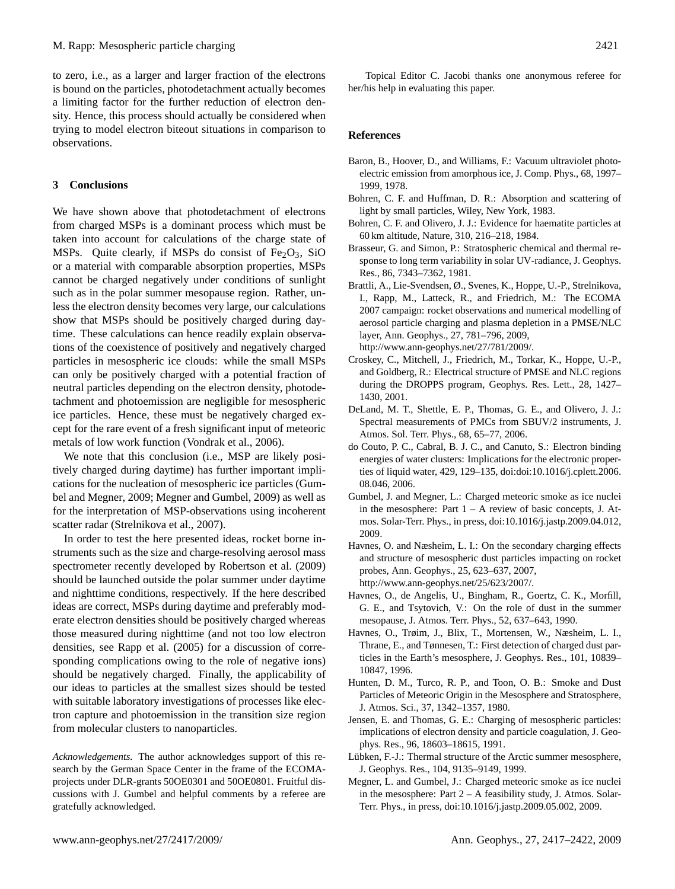to zero, i.e., as a larger and larger fraction of the electrons is bound on the particles, photodetachment actually becomes a limiting factor for the further reduction of electron density. Hence, this process should actually be considered when trying to model electron biteout situations in comparison to observations.

## 3 Conclusions

We have shown above that photodetachment of electrons from charged MSPs is a dominant process which must be taken into account for calculations of the charge state of MSPs. Quite clearly, if MSPs do consist of $Fe_2O_3$, SiO or a material with comparable absorption properties, MSPs cannot be charged negatively under conditions of sunlight such as in the polar summer mesopause region. Rather, unless the electron density becomes very large, our calculations show that MSPs should be positively charged during daytime. These calculations can hence readily explain observations of the coexistence of positively and negatively charged particles in mesospheric ice clouds: while the small MSPs can only be positively charged with a potential fraction of neutral particles depending on the electron density, photodetachment and photoemission are negligible for mesospheric ice particles. Hence, these must be negatively charged except for the rare event of a fresh significant input of meteoric metals of low work function (Vondrak et al., 2006).

We note that this conclusion (i.e., MSP are likely positively charged during daytime) has further important implications for the nucleation of mesospheric ice particles (Gumbel and Megner, 2009; Megner and Gumbel, 2009) as well as for the interpretation of MSP-observations using incoherent scatter radar (Strelnikova et al., 2007).

In order to test the here presented ideas, rocket borne instruments such as the size and charge-resolving aerosol mass spectrometer recently developed by Robertson et al. (2009) should be launched outside the polar summer under daytime and nighttime conditions, respectively. If the here described ideas are correct, MSPs during daytime and preferably moderate electron densities should be positively charged whereas those measured during nighttime (and not too low electron densities, see Rapp et al. (2005) for a discussion of corresponding complications owing to the role of negative ions) should be negatively charged. Finally, the applicability of our ideas to particles at the smallest sizes should be tested with suitable laboratory investigations of processes like electron capture and photoemission in the transition size region from molecular clusters to nanoparticles.

*Acknowledgements.* The author acknowledges support of this research by the German Space Center in the frame of the ECOMA-projects under DLR-grants 50OE0301 and 50OE0801. Fruitful discussions with J. Gumbel and helpful comments by a referee are gratefully acknowledged.

Topical Editor C. Jacobi thanks one anonymous referee for her/his help in evaluating this paper.

## References

Baron, B., Hoover, D., and Williams, F.: Vacuum ultraviolet photoelectric emission from amorphous ice, J. Comp. Phys., 68, 1997–1999, 1978.

Bohren, C. F. and Huffman, D. R.: Absorption and scattering of light by small particles, Wiley, New York, 1983.

Bohren, C. F. and Olivero, J. J.: Evidence for haematite particles at 60 km altitude, Nature, 310, 216–218, 1984.

Brasseur, G. and Simon, P.: Stratospheric chemical and thermal response to long term variability in solar UV-radiance, J. Geophys. Res., 86, 7343–7362, 1981.

Brattli, A., Lie-Svendsen, Ø., Svenes, K., Hoppe, U.-P., Strelnikova, I., Rapp, M., Latteck, R., and Friedrich, M.: The ECOMA 2007 campaign: rocket observations and numerical modelling of aerosol particle charging and plasma depletion in a PMSE/NLC layer, Ann. Geophys., 27, 781–796, 2009, http://www.ann-geophys.net/27/781/2009/.

Croskey, C., Mitchell, J., Friedrich, M., Torkar, K., Hoppe, U.-P., and Goldberg, R.: Electrical structure of PMSE and NLC regions during the DROPPS program, Geophys. Res. Lett., 28, 1427–1430, 2001.

DeLand, M. T., Shettle, E. P., Thomas, G. E., and Olivero, J. J.: Spectral measurements of PMCs from SBUV/2 instruments, J. Atmos. Sol. Terr. Phys., 68, 65–77, 2006.

do Couto, P. C., Cabral, B. J. C., and Canuto, S.: Electron binding energies of water clusters: Implications for the electronic properties of liquid water, 429, 129–135, doi:doi:10.1016/j.cplett.2006.08.046, 2006.

Gumbel, J. and Megner, L.: Charged meteoric smoke as ice nuclei in the mesosphere: Part 1 – A review of basic concepts, J. Atmos. Solar-Terr. Phys., in press, doi:10.1016/j.jastp.2009.04.012, 2009.

Havnes, O. and Næsheim, L. I.: On the secondary charging effects and structure of mesospheric dust particles impacting on rocket probes, Ann. Geophys., 25, 623–637, 2007, http://www.ann-geophys.net/25/623/2007/.

Havnes, O., de Angelis, U., Bingham, R., Goertz, C. K., Morfill, G. E., and Tsytovich, V.: On the role of dust in the summer mesopause, J. Atmos. Terr. Phys., 52, 637–643, 1990.

Havnes, O., Trøim, J., Blix, T., Mortensen, W., Næsheim, L. I., Thrane, E., and Tønnesen, T.: First detection of charged dust particles in the Earth's mesosphere, J. Geophys. Res., 101, 10839–10847, 1996.

Hunten, D. M., Turco, R. P., and Toon, O. B.: Smoke and Dust Particles of Meteoric Origin in the Mesosphere and Stratosphere, J. Atmos. Sci., 37, 1342–1357, 1980.

Jensen, E. and Thomas, G. E.: Charging of mesospheric particles: implications of electron density and particle coagulation, J. Geophys. Res., 96, 18603–18615, 1991.

Lübken, F.-J.: Thermal structure of the Arctic summer mesosphere, J. Geophys. Res., 104, 9135–9149, 1999.

Megner, L. and Gumbel, J.: Charged meteoric smoke as ice nuclei in the mesosphere: Part 2 – A feasibility study, J. Atmos. Solar-Terr. Phys., in press, doi:10.1016/j.jastp.2009.05.002, 2009.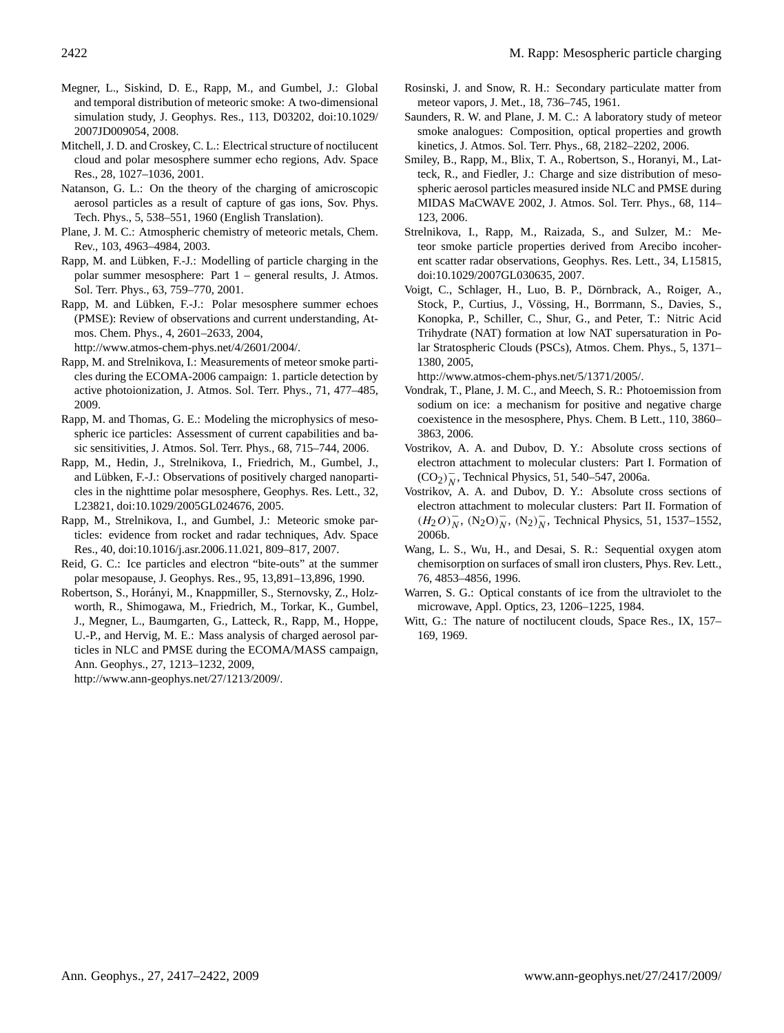Megner, L., Siskind, D. E., Rapp, M., and Gumbel, J.: Global and temporal distribution of meteoric smoke: A two-dimensional simulation study, J. Geophys. Res., 113, D03202, doi:10.1029/2007JD009054, 2008.

Mitchell, J. D. and Croskey, C. L.: Electrical structure of noctilucent cloud and polar mesosphere summer echo regions, Adv. Space Res., 28, 1027–1036, 2001.

Natanson, G. L.: On the theory of the charging of amicroscopic aerosol particles as a result of capture of gas ions, Sov. Phys. Tech. Phys., 5, 538–551, 1960 (English Translation).

Plane, J. M. C.: Atmospheric chemistry of meteoric metals, Chem. Rev., 103, 4963–4984, 2003.

Rapp, M. and Lübken, F.-J.: Modelling of particle charging in the polar summer mesosphere: Part 1 – general results, J. Atmos. Sol. Terr. Phys., 63, 759–770, 2001.

Rapp, M. and Lübken, F.-J.: Polar mesosphere summer echoes (PMSE): Review of observations and current understanding, Atmos. Chem. Phys., 4, 2601–2633, 2004, http://www.atmos-chem-phys.net/4/2601/2004/.

Rapp, M. and Strelnikova, I.: Measurements of meteor smoke particles during the ECOMA-2006 campaign: 1. particle detection by active photoionization, J. Atmos. Sol. Terr. Phys., 71, 477–485, 2009.

Rapp, M. and Thomas, G. E.: Modeling the microphysics of mesospheric ice particles: Assessment of current capabilities and basic sensitivities, J. Atmos. Sol. Terr. Phys., 68, 715–744, 2006.

Rapp, M., Hedin, J., Strelnikova, I., Friedrich, M., Gumbel, J., and Lübken, F.-J.: Observations of positively charged nanoparticles in the nighttime polar mesosphere, Geophys. Res. Lett., 32, L23821, doi:10.1029/2005GL024676, 2005.

Rapp, M., Strelnikova, I., and Gumbel, J.: Meteoric smoke particles: evidence from rocket and radar techniques, Adv. Space Res., 40, doi:10.1016/j.asr.2006.11.021, 809–817, 2007.

Reid, G. C.: Ice particles and electron "bite-outs" at the summer polar mesopause, J. Geophys. Res., 95, 13,891–13,896, 1990.

Robertson, S., Horányi, M., Knappmiller, S., Sternovsky, Z., Holzworth, R., Shimogawa, M., Friedrich, M., Torkar, K., Gumbel, J., Megner, L., Baumgarten, G., Latteck, R., Rapp, M., Hoppe, U.-P., and Hervig, M. E.: Mass analysis of charged aerosol particles in NLC and PMSE during the ECOMA/MASS campaign, Ann. Geophys., 27, 1213–1232, 2009, http://www.ann-geophys.net/27/1213/2009/.

Rosinski, J. and Snow, R. H.: Secondary particulate matter from meteor vapors, J. Met., 18, 736–745, 1961.

Saunders, R. W. and Plane, J. M. C.: A laboratory study of meteor smoke analogues: Composition, optical properties and growth kinetics, J. Atmos. Sol. Terr. Phys., 68, 2182–2202, 2006.

Smiley, B., Rapp, M., Blix, T. A., Robertson, S., Horanyi, M., Latteck, R., and Fiedler, J.: Charge and size distribution of mesospheric aerosol particles measured inside NLC and PMSE during MIDAS MaCWAVE 2002, J. Atmos. Sol. Terr. Phys., 68, 114–123, 2006.

Strelnikova, I., Rapp, M., Raizada, S., and Sulzer, M.: Meteor smoke particle properties derived from Arecibo incoherent scatter radar observations, Geophys. Res. Lett., 34, L15815, doi:10.1029/2007GL030635, 2007.

Voigt, C., Schlager, H., Luo, B. P., Dörnbrack, A., Roiger, A., Stock, P., Curtius, J., Vössing, H., Borrmann, S., Davies, S., Konopka, P., Schiller, C., Shur, G., and Peter, T.: Nitric Acid Trihydrate (NAT) formation at low NAT supersaturation in Polar Stratospheric Clouds (PSCs), Atmos. Chem. Phys., 5, 1371–1380, 2005, http://www.atmos-chem-phys.net/5/1371/2005/.

Vondrak, T., Plane, J. M. C., and Meech, S. R.: Photoemission from sodium on ice: a mechanism for positive and negative charge coexistence in the mesosphere, Phys. Chem. B Lett., 110, 3860–3863, 2006.

Vostrikov, A. A. and Dubov, D. Y.: Absolute cross sections of electron attachment to molecular clusters: Part I. Formation of $(CO_2)_N^-$, Technical Physics, 51, 540–547, 2006a.

Vostrikov, A. A. and Dubov, D. Y.: Absolute cross sections of electron attachment to molecular clusters: Part II. Formation of $(H_2O)_N^-$, $(N_2O)_N^-$, $(N_2)_N^-$, Technical Physics, 51, 1537–1552, 2006b.

Wang, L. S., Wu, H., and Desai, S. R.: Sequential oxygen atom chemisorption on surfaces of small iron clusters, Phys. Rev. Lett., 76, 4853–4856, 1996.

Warren, S. G.: Optical constants of ice from the ultraviolet to the microwave, Appl. Optics, 23, 1206–1225, 1984.

Witt, G.: The nature of noctilucent clouds, Space Res., IX, 157–169, 1969.